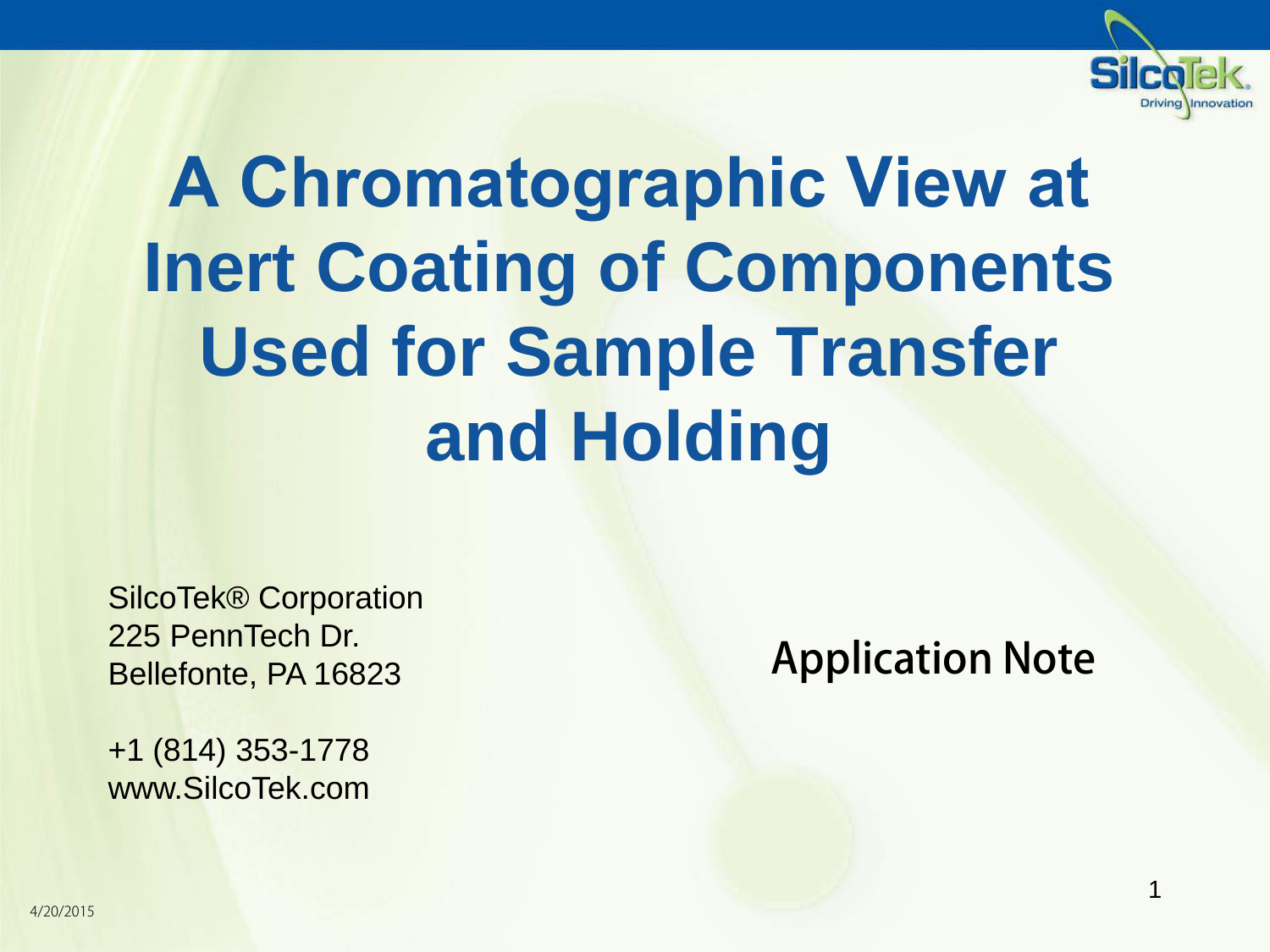# A Chromatographic View at Inert Coating of Components Used for Sample Transfer and Holding

SilcoTek® Corporation
225 PennTech Dr.
Bellefonte, PA 16823

+1 (814) 353-1778
www.SilcoTek.com

**Application Note**

4/20/2015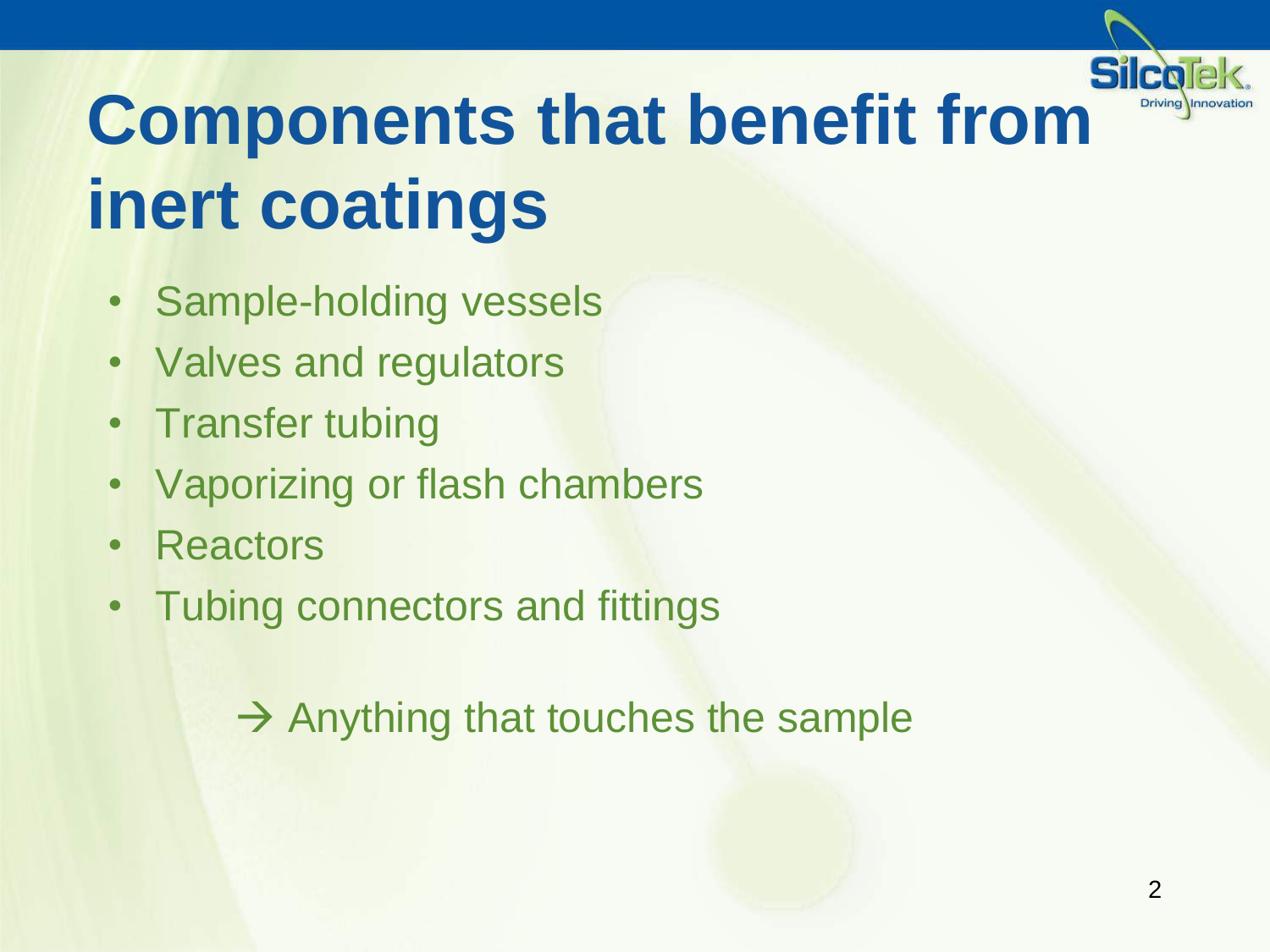# Components that benefit from inert coatings

- Sample-holding vessels
- Valves and regulators
- Transfer tubing
- Vaporizing or flash chambers
- Reactors
- Tubing connectors and fittings

→ Anything that touches the sample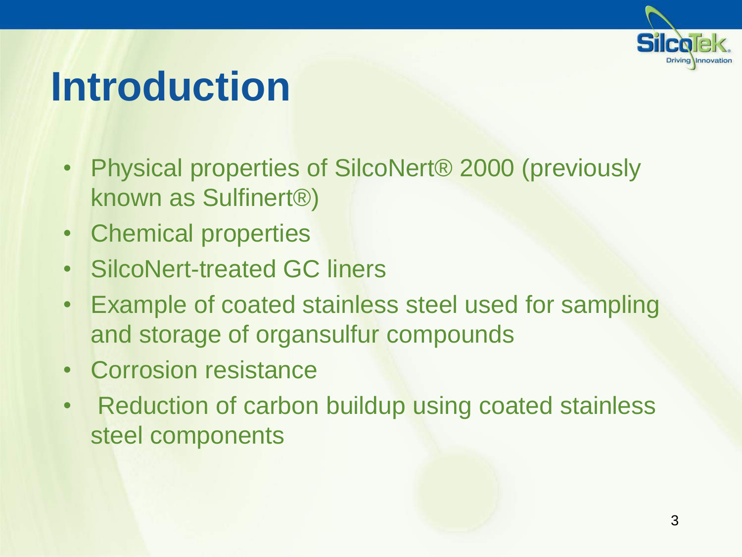# Introduction

- Physical properties of SilcoNert® 2000 (previously known as Sulfinert®)
- Chemical properties
- SilcoNert-treated GC liners
- Example of coated stainless steel used for sampling and storage of organsulfur compounds
- Corrosion resistance
- Reduction of carbon buildup using coated stainless steel components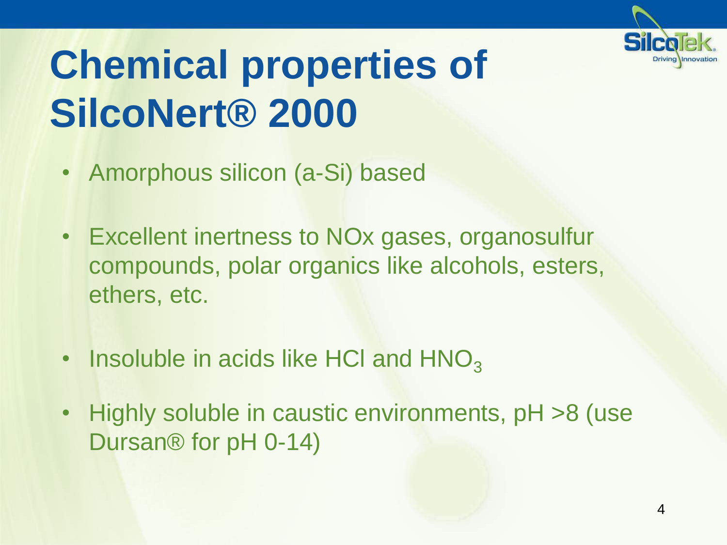# Chemical properties of SilcoNert® 2000

- Amorphous silicon (a-Si) based
- Excellent inertness to NOx gases, organosulfur compounds, polar organics like alcohols, esters, ethers, etc.
- Insoluble in acids like HCl and $HNO_3$
- Highly soluble in caustic environments, pH >8 (use Dursan® for pH 0-14)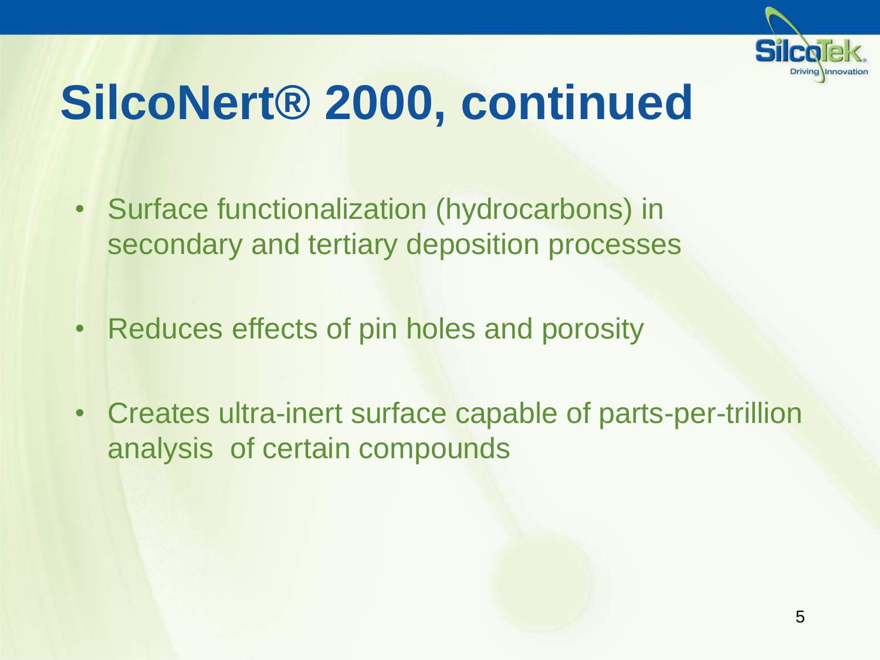# SilcoNert® 2000, continued

- Surface functionalization (hydrocarbons) in secondary and tertiary deposition processes
- Reduces effects of pin holes and porosity
- Creates ultra-inert surface capable of parts-per-trillion analysis of certain compounds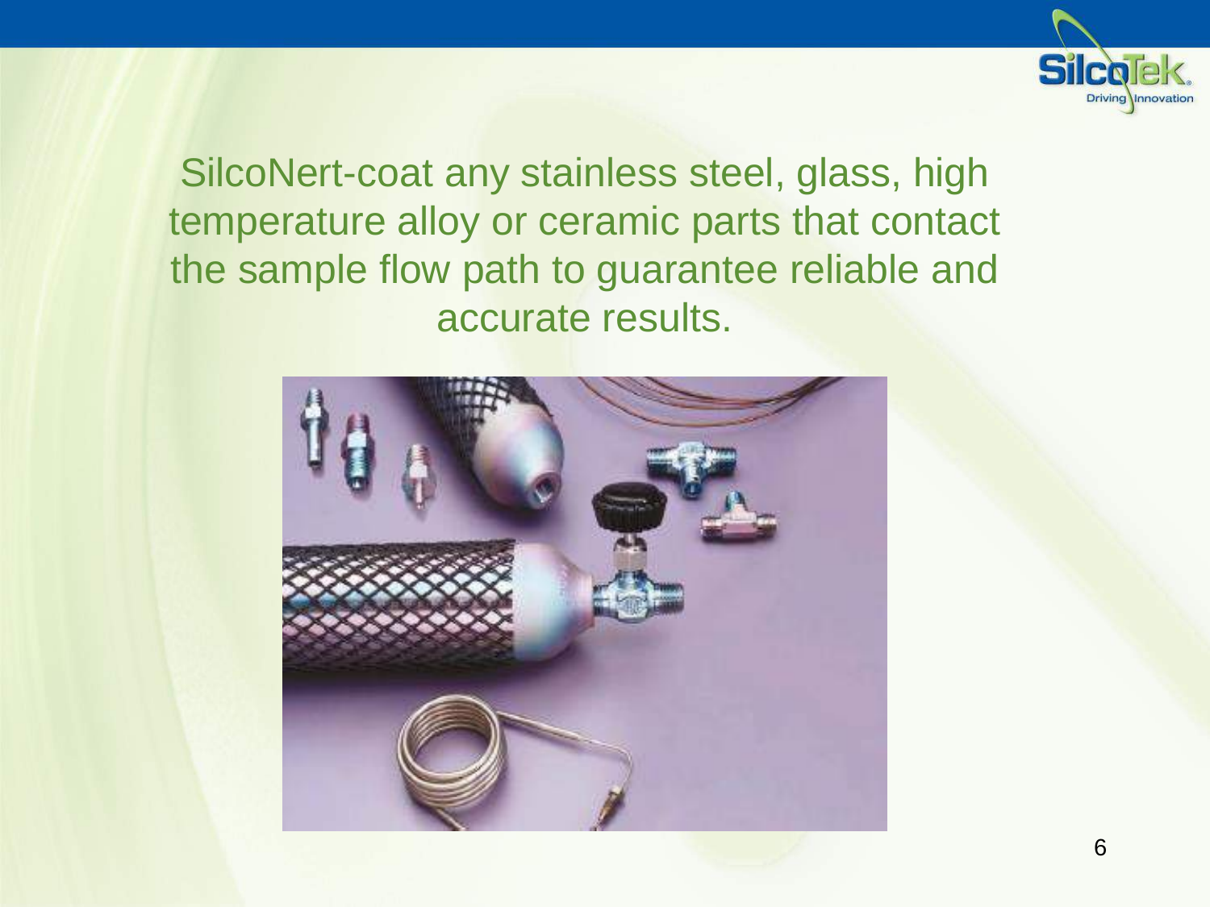SilcoNert-coat any stainless steel, glass, high temperature alloy or ceramic parts that contact the sample flow path to guarantee reliable and accurate results.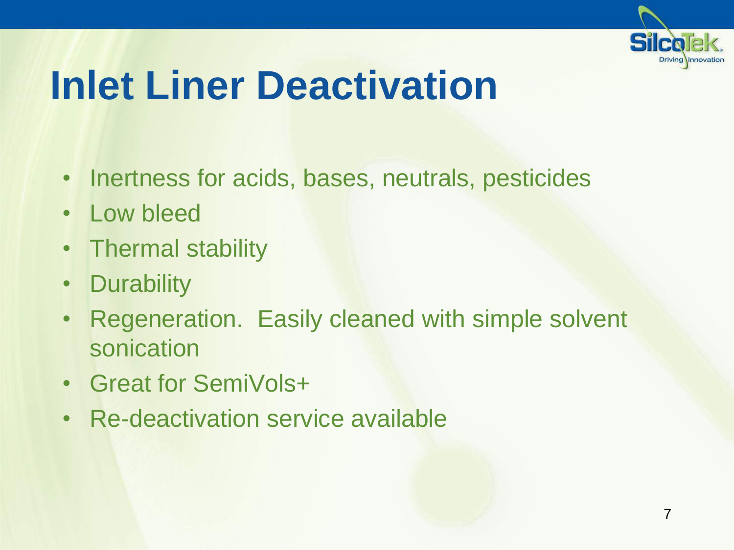# Inlet Liner Deactivation

- Inertness for acids, bases, neutrals, pesticides
- Low bleed
- Thermal stability
- Durability
- Regeneration. Easily cleaned with simple solvent sonication
- Great for SemiVols+
- Re-deactivation service available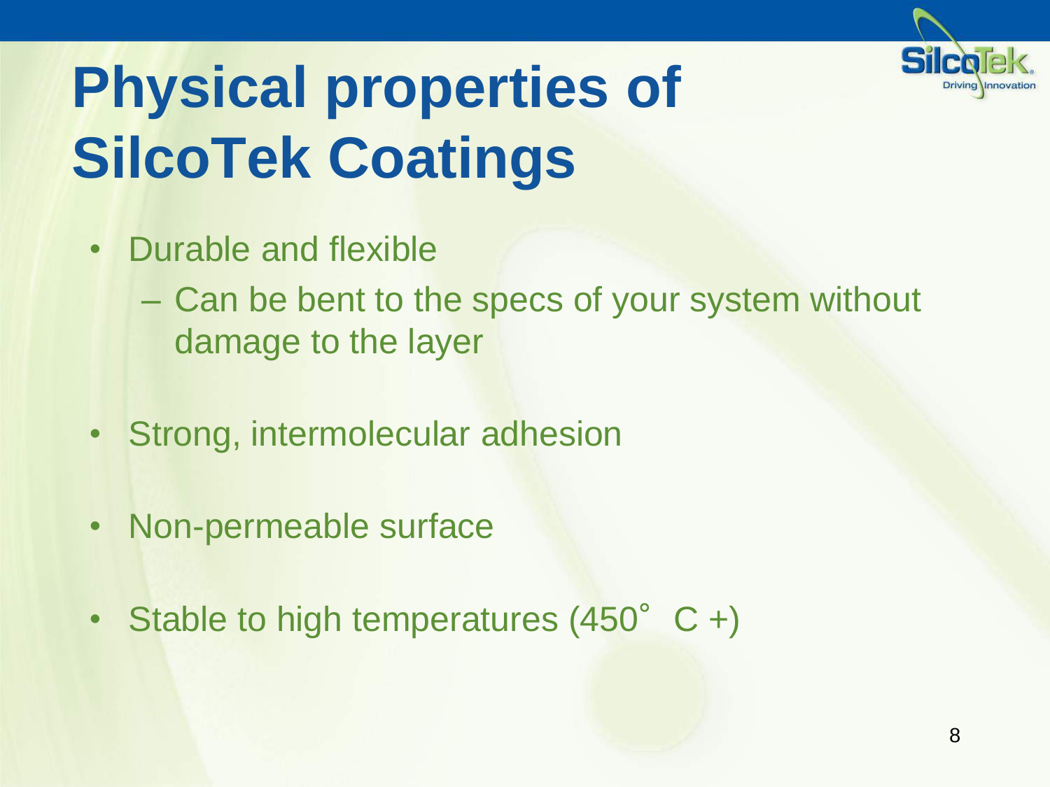# Physical properties of SilcoTek Coatings

- Durable and flexible
  - Can be bent to the specs of your system without damage to the layer
- Strong, intermolecular adhesion
- Non-permeable surface
- Stable to high temperatures (450˚ C +)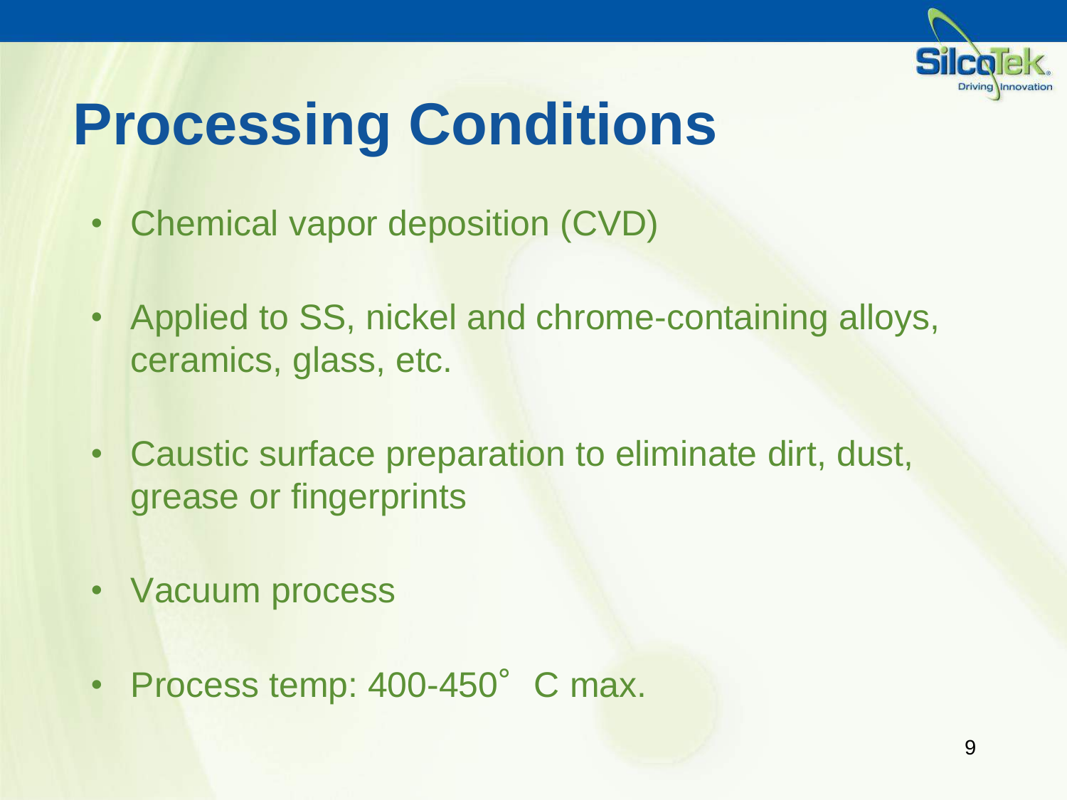# Processing Conditions

- Chemical vapor deposition (CVD)
- Applied to SS, nickel and chrome-containing alloys, ceramics, glass, etc.
- Caustic surface preparation to eliminate dirt, dust, grease or fingerprints
- Vacuum process
- Process temp: 400-450° C max.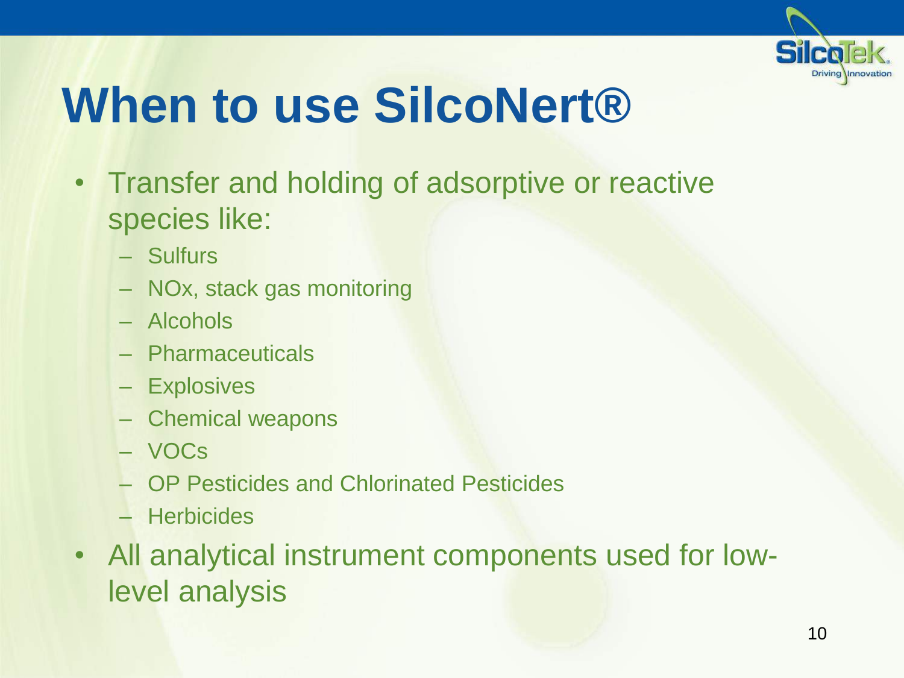# When to use SilcoNert®

- Transfer and holding of adsorptive or reactive species like:
  - Sulfurs
  - NOx, stack gas monitoring
  - Alcohols
  - Pharmaceuticals
  - Explosives
  - Chemical weapons
  - VOCs
  - OP Pesticides and Chlorinated Pesticides
  - Herbicides
- All analytical instrument components used for low-level analysis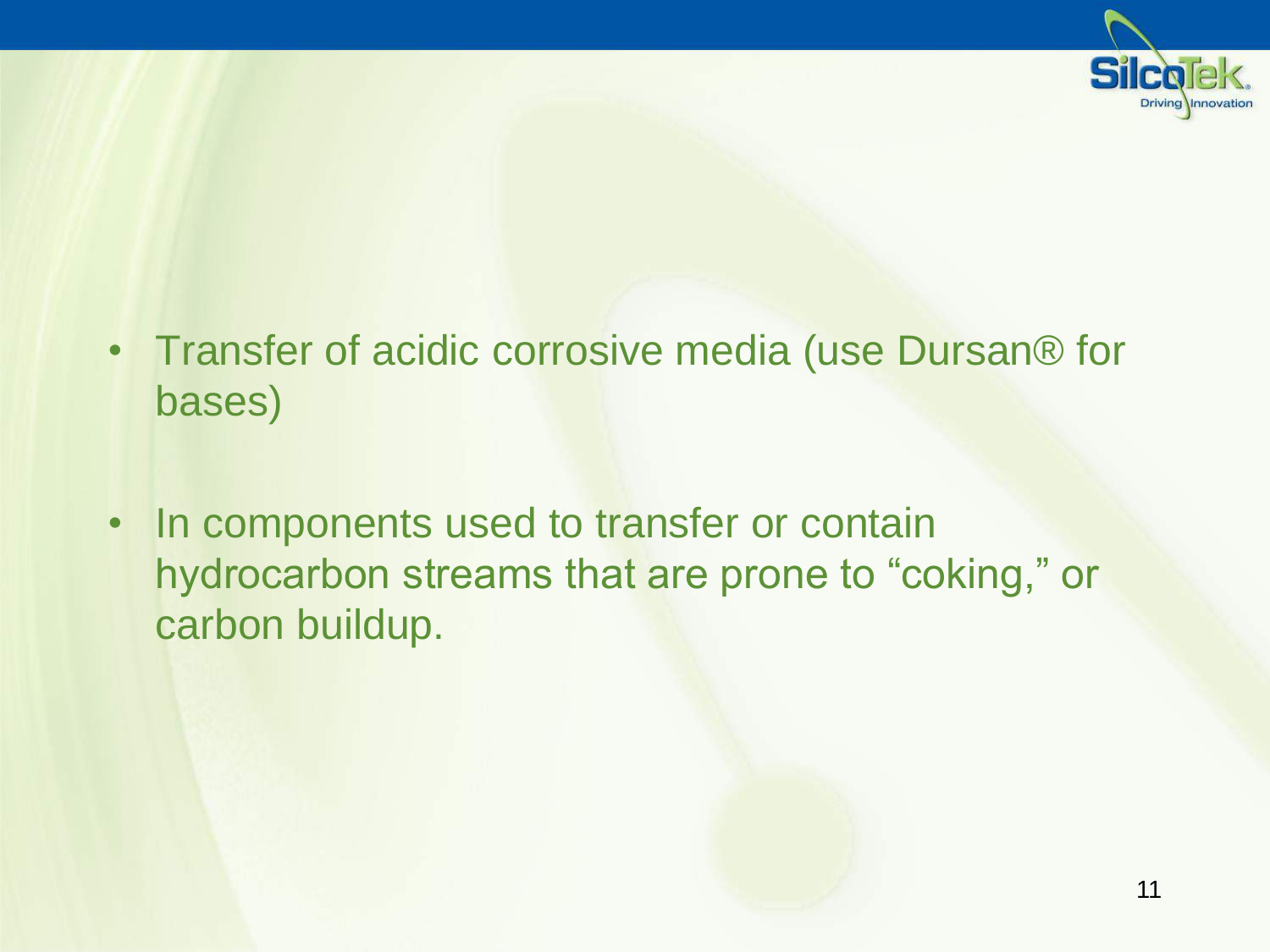- Transfer of acidic corrosive media (use Dursan® for bases)
- In components used to transfer or contain hydrocarbon streams that are prone to "coking," or carbon buildup.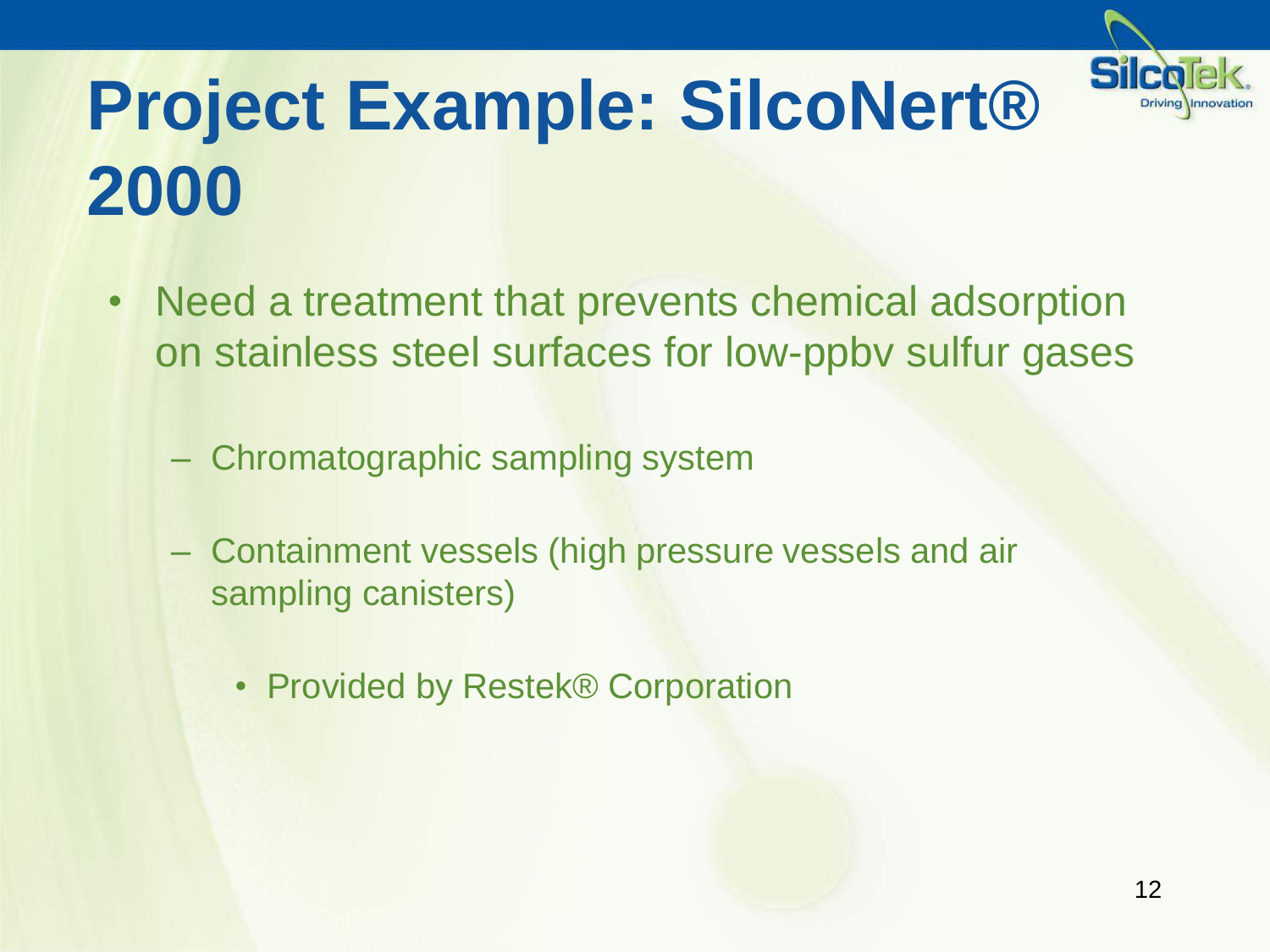# Project Example: SilcoNert® 2000

- Need a treatment that prevents chemical adsorption on stainless steel surfaces for low-ppbv sulfur gases
  - Chromatographic sampling system
  - Containment vessels (high pressure vessels and air sampling canisters)
    - Provided by Restek® Corporation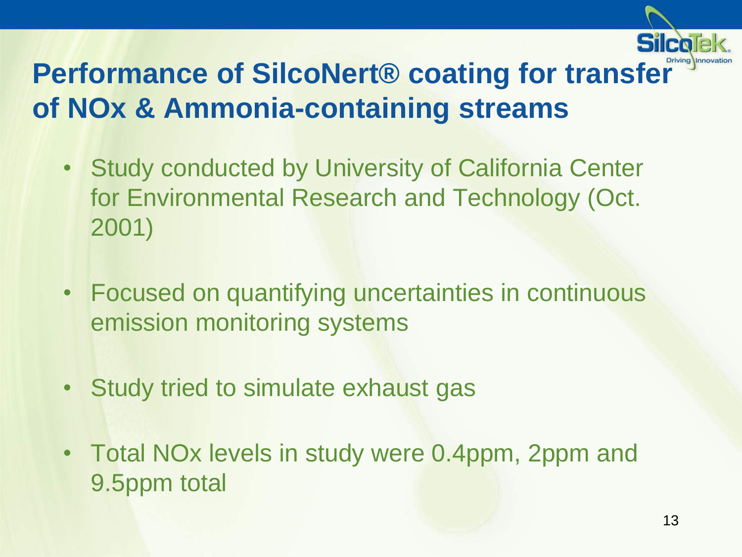# Performance of SilcoNert® coating for transfer of NOx & Ammonia-containing streams

- Study conducted by University of California Center for Environmental Research and Technology (Oct. 2001)
- Focused on quantifying uncertainties in continuous emission monitoring systems
- Study tried to simulate exhaust gas
- Total NOx levels in study were 0.4ppm, 2ppm and 9.5ppm total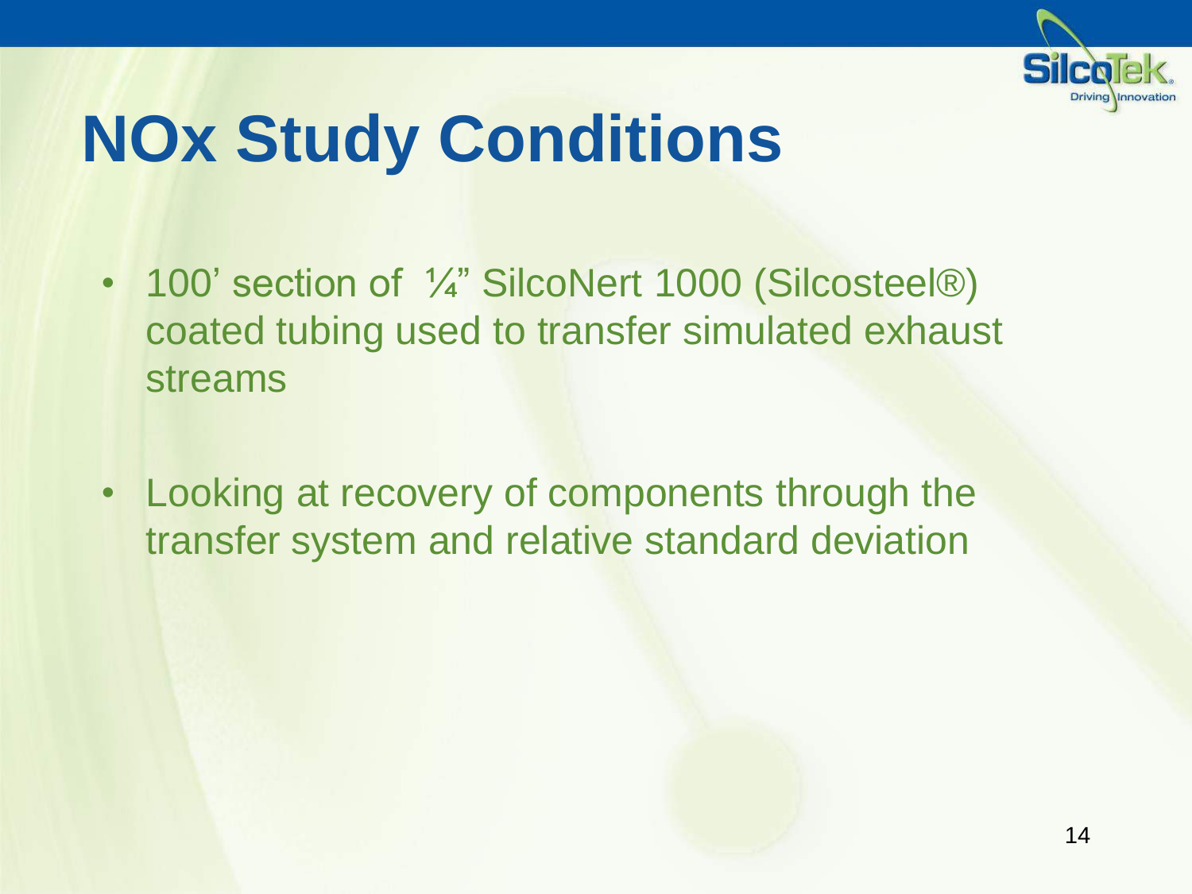# NOx Study Conditions

- 100' section of ¼" SilcoNert 1000 (Silcosteel®) coated tubing used to transfer simulated exhaust streams
- Looking at recovery of components through the transfer system and relative standard deviation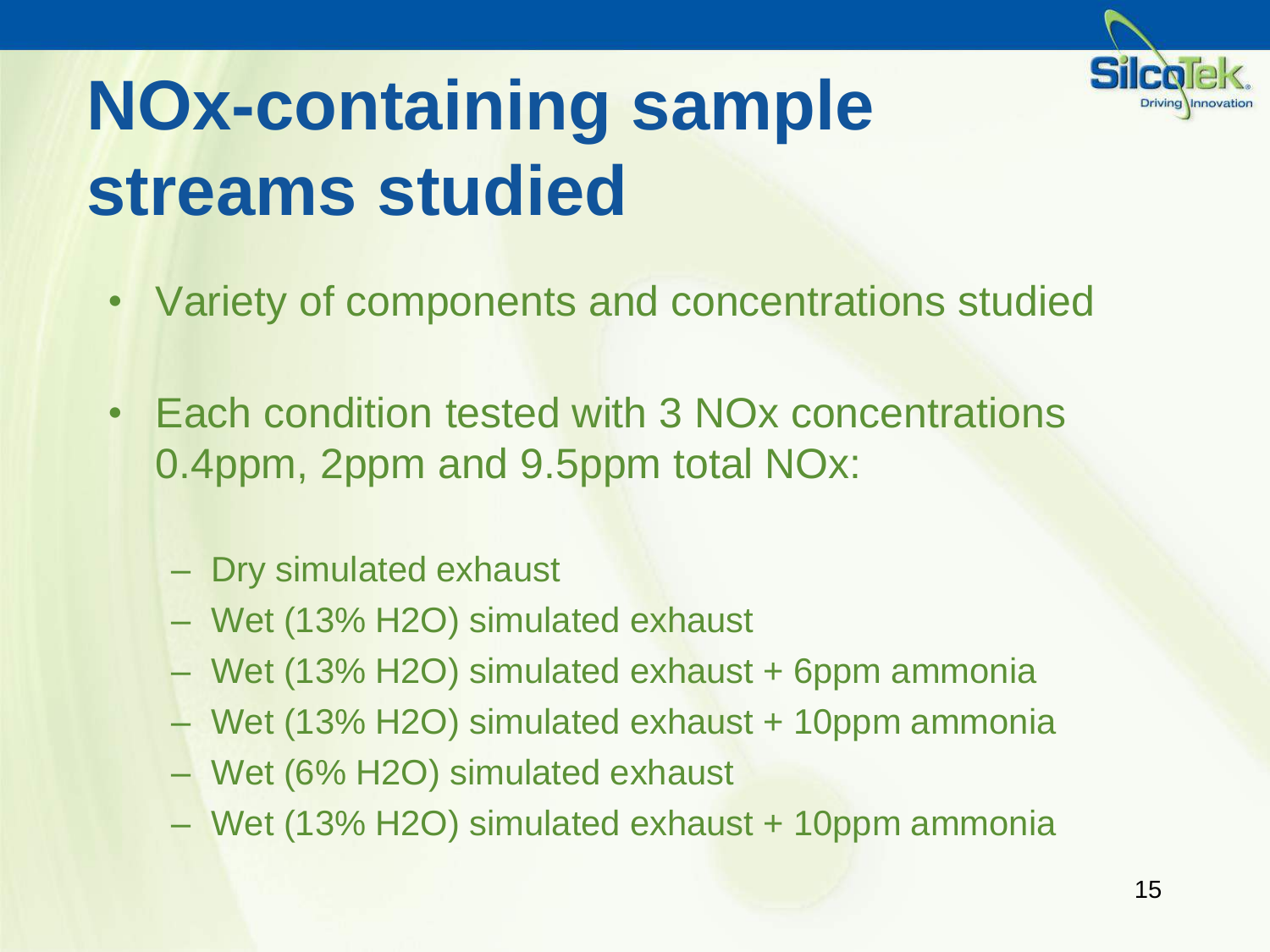# NOx-containing sample streams studied

- Variety of components and concentrations studied
- Each condition tested with 3 NOx concentrations 0.4ppm, 2ppm and 9.5ppm total NOx:
  - Dry simulated exhaust
  - Wet (13% $H_2O$) simulated exhaust
  - Wet (13% $H_2O$) simulated exhaust + 6ppm ammonia
  - Wet (13% $H_2O$) simulated exhaust + 10ppm ammonia
  - Wet (6% $H_2O$) simulated exhaust
  - Wet (13% $H_2O$) simulated exhaust + 10ppm ammonia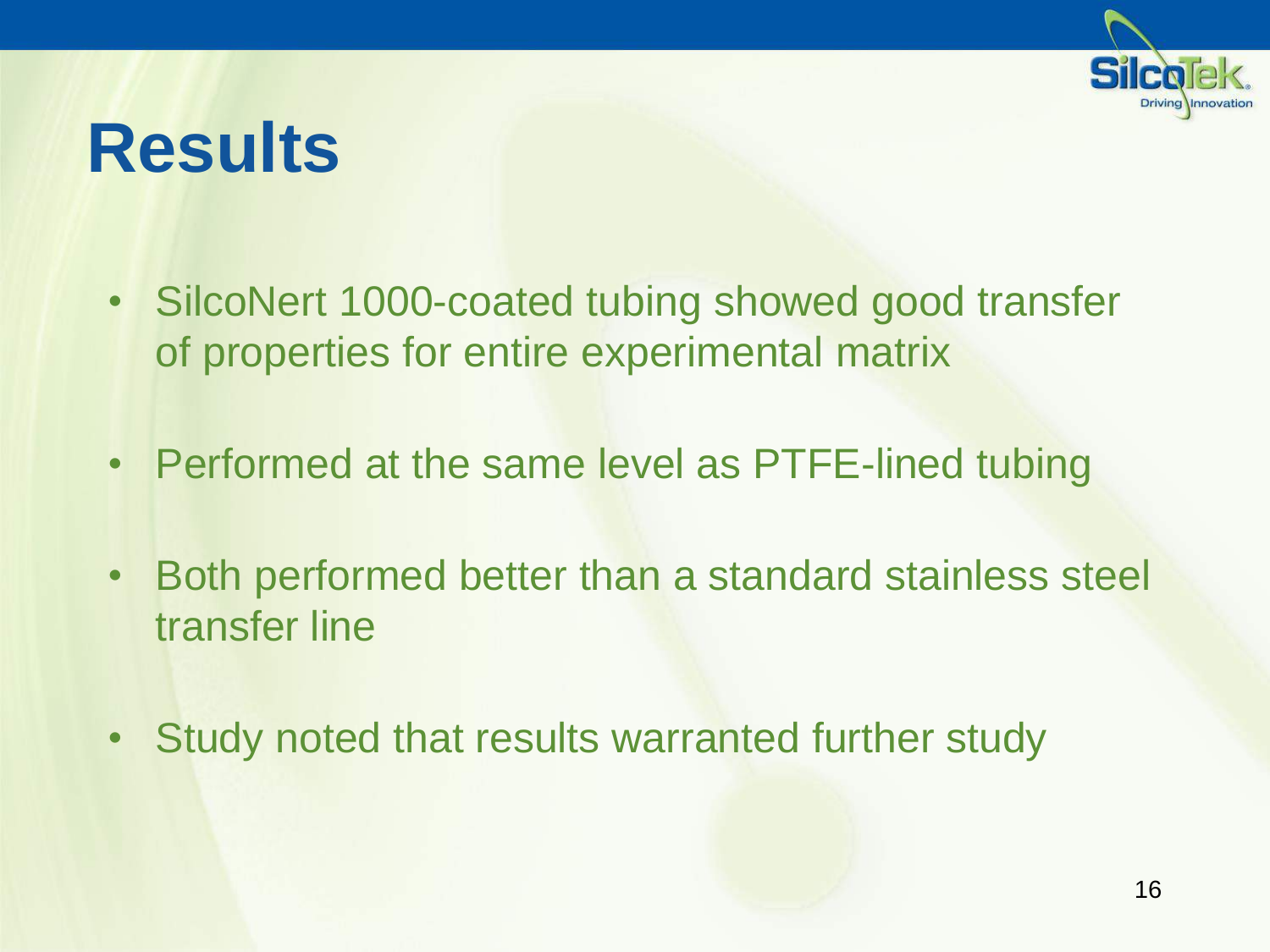# Results

- SilcoNert 1000-coated tubing showed good transfer of properties for entire experimental matrix
- Performed at the same level as PTFE-lined tubing
- Both performed better than a standard stainless steel transfer line
- Study noted that results warranted further study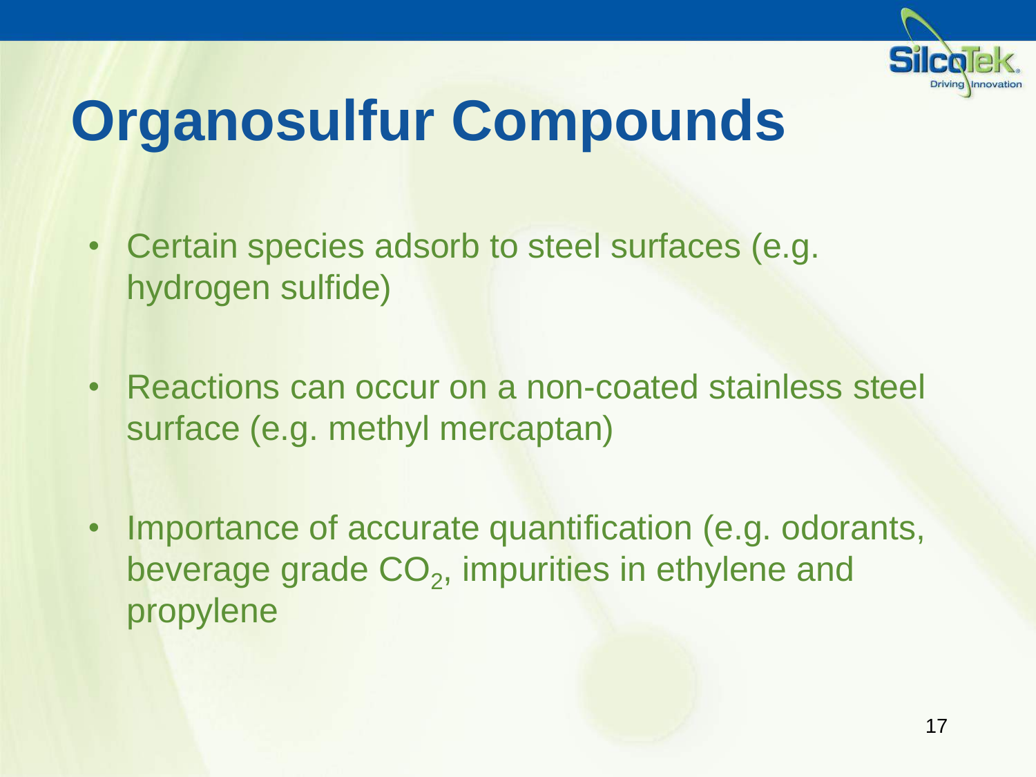# Organosulfur Compounds

- Certain species adsorb to steel surfaces (e.g. hydrogen sulfide)
- Reactions can occur on a non-coated stainless steel surface (e.g. methyl mercaptan)
- Importance of accurate quantification (e.g. odorants, beverage grade $CO_2$, impurities in ethylene and propylene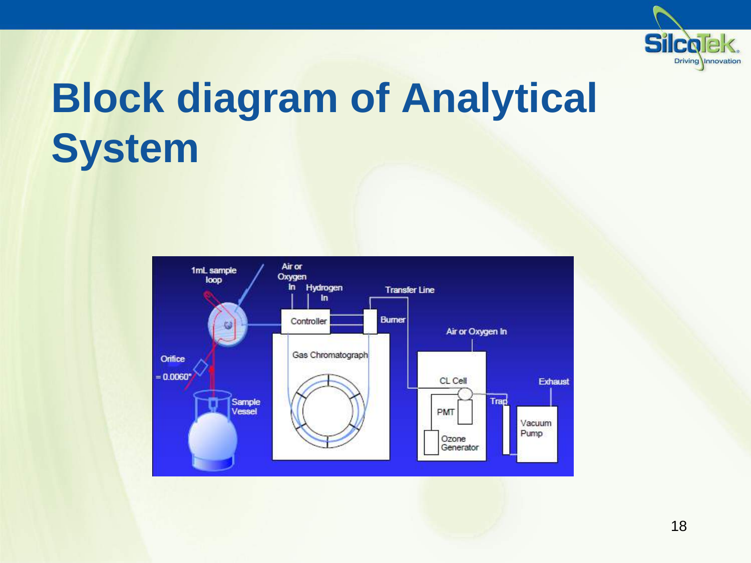# Block diagram of Analytical System

1mL sample loop

Air or Oxygen In

Hydrogen In

Transfer Line

Controller

Burner

Air or Oxygen In

Gas Chromatograph

Orifice = 0.0060"

CL Cell

Exhaust

Trap

PMT

Sample Vessel

Vacuum Pump

Ozone Generator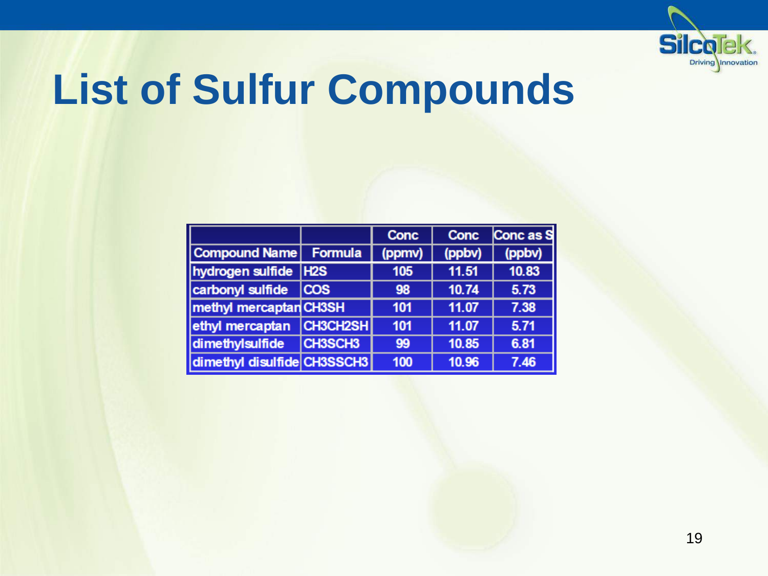# List of Sulfur Compounds

| | | Conc | Conc | Conc as S |
|---|---|---|---|---|
| Compound Name | Formula | (ppmv) | (ppbv) | (ppbv) |
| hydrogen sulfide | $H_2S$ | 105 | 11.51 | 10.83 |
| carbonyl sulfide | COS | 98 | 10.74 | 5.73 |
| methyl mercaptan | $CH_3SH$ | 101 | 11.07 | 7.38 |
| ethyl mercaptan | $CH_3CH_2SH$ | 101 | 11.07 | 5.71 |
| dimethylsulfide | $CH_3SCH_3$ | 99 | 10.85 | 6.81 |
| dimethyl disulfide | $CH_3SSCH_3$ | 100 | 10.96 | 7.46 |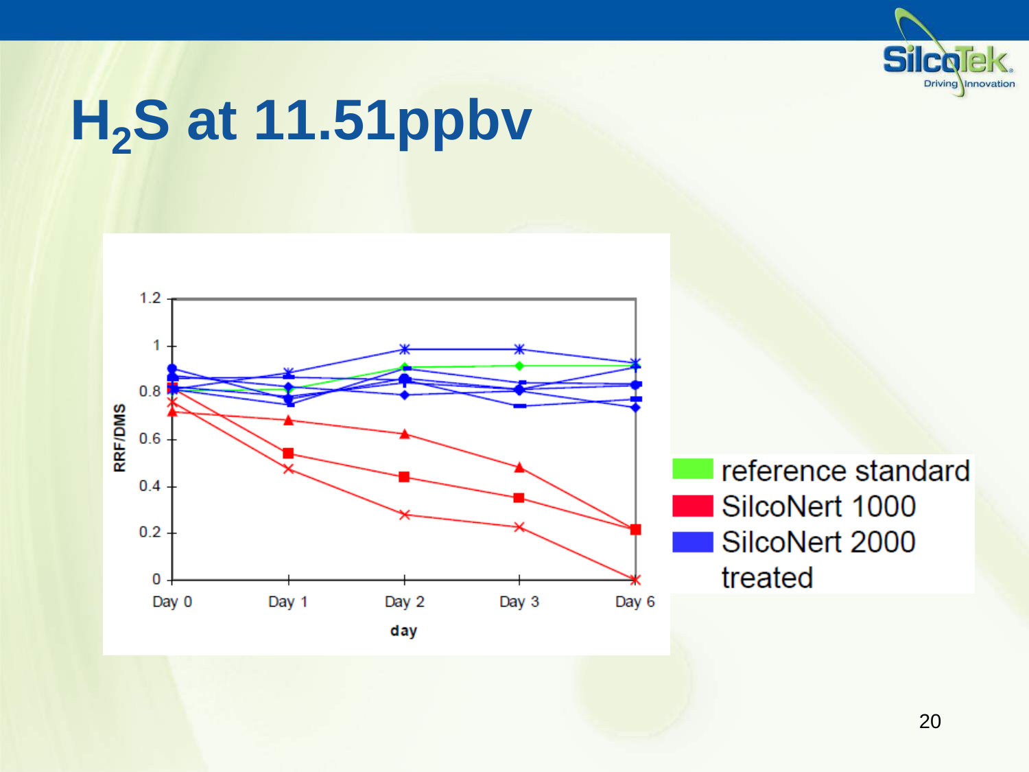# $H_2S$ at 11.51ppbv

RRF/DMS

1.2
1
0.8
0.6
0.4
0.2
0

Day 0 Day 1 Day 2 Day 3 Day 6

day

- reference standard
- SilcoNert 1000
- SilcoNert 2000 treated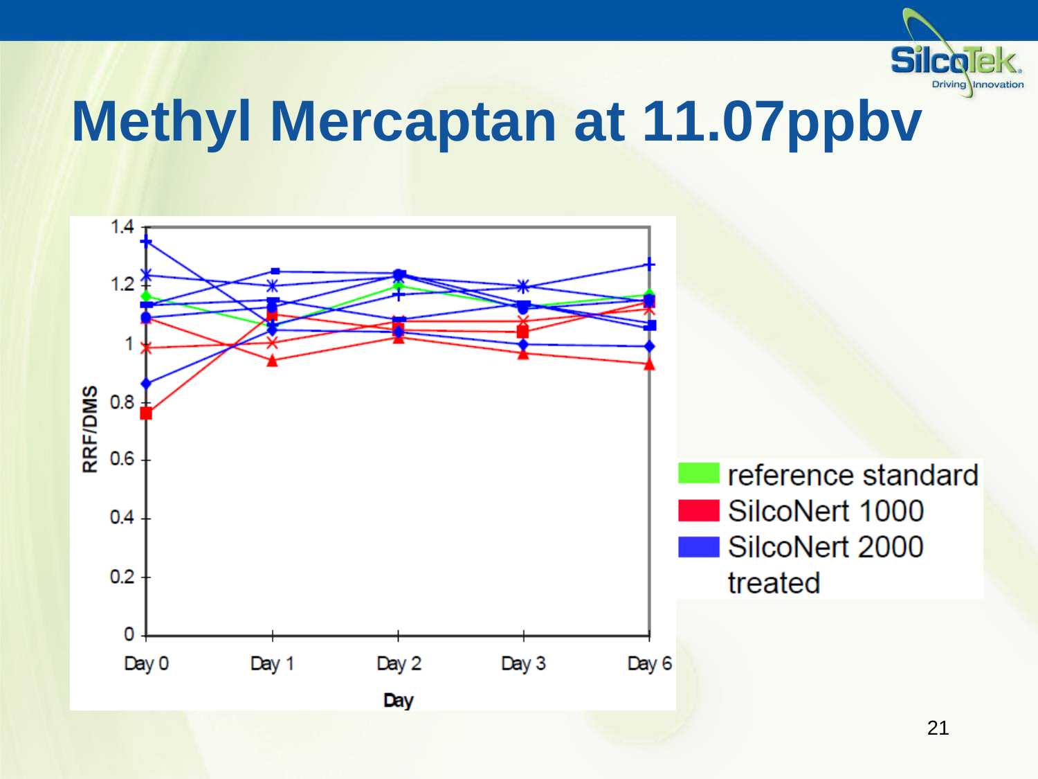# Methyl Mercaptan at 11.07ppbv

RRF/DMS

Day 0 · Day 1 · Day 2 · Day 3 · Day 6

Day

- reference standard
- SilcoNert 1000
- SilcoNert 2000 treated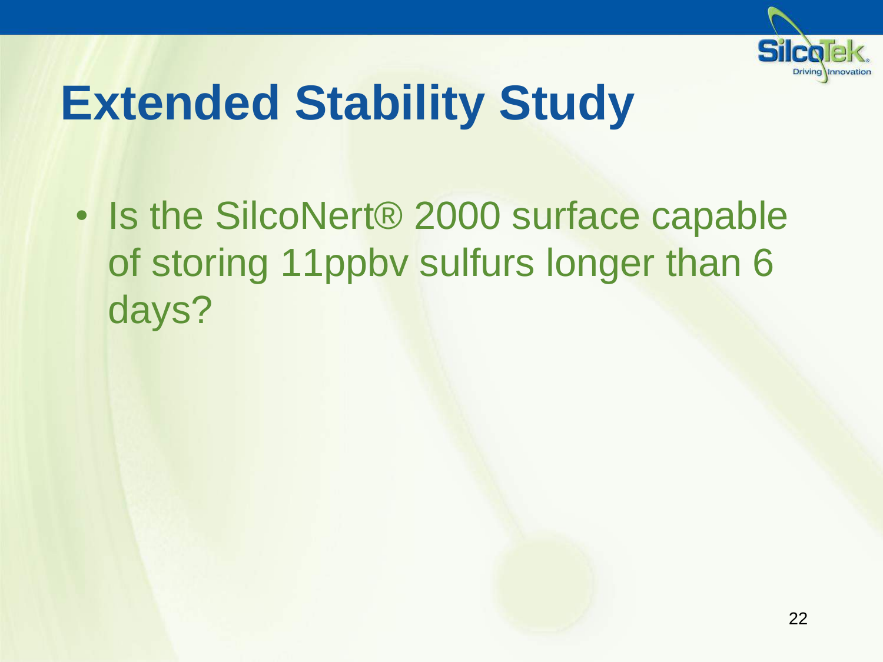# Extended Stability Study

- Is the SilcoNert® 2000 surface capable of storing 11ppbv sulfurs longer than 6 days?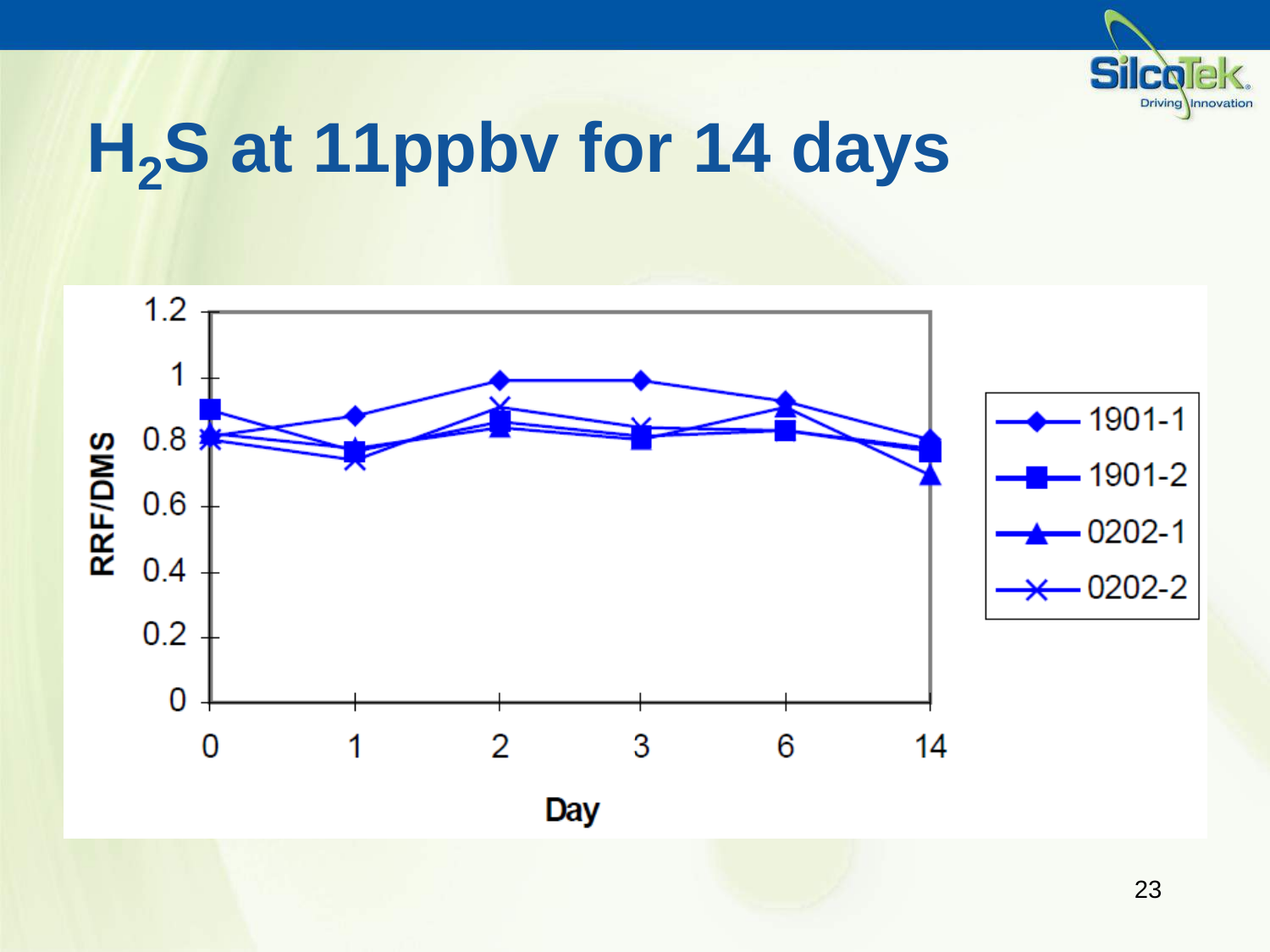# $H_2S$ at 11ppbv for 14 days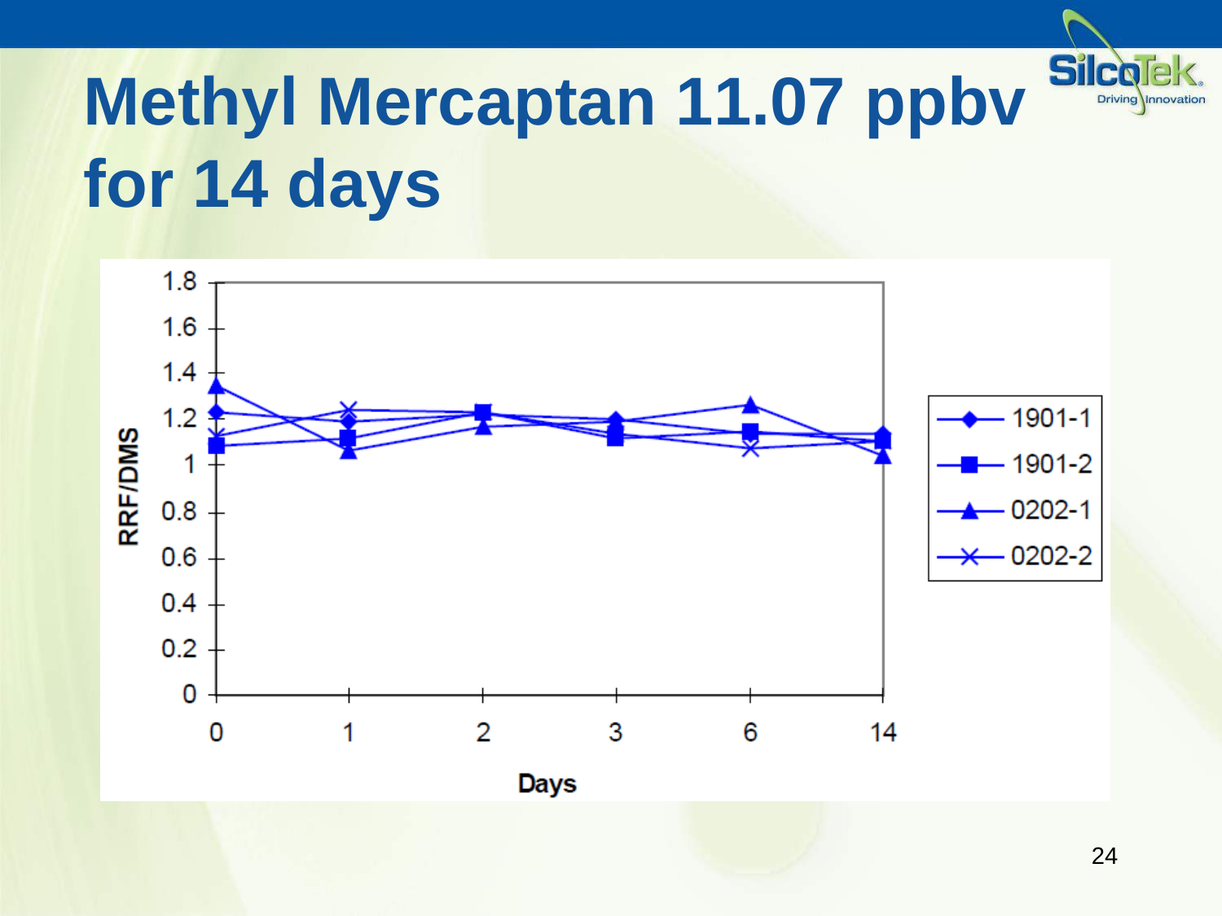# Methyl Mercaptan 11.07 ppbv for 14 days

RRF/DMS

1.8
1.6
1.4
1.2
1
0.8
0.6
0.4
0.2
0

0 1 2 3 6 14

Days

- 1901-1
- 1901-2
- 0202-1
- 0202-2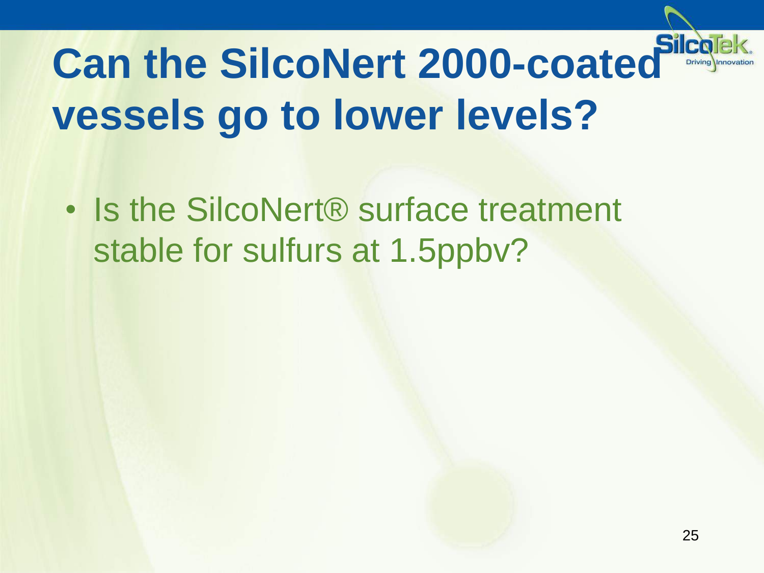# Can the SilcoNert 2000-coated vessels go to lower levels?

- Is the SilcoNert® surface treatment stable for sulfurs at 1.5ppbv?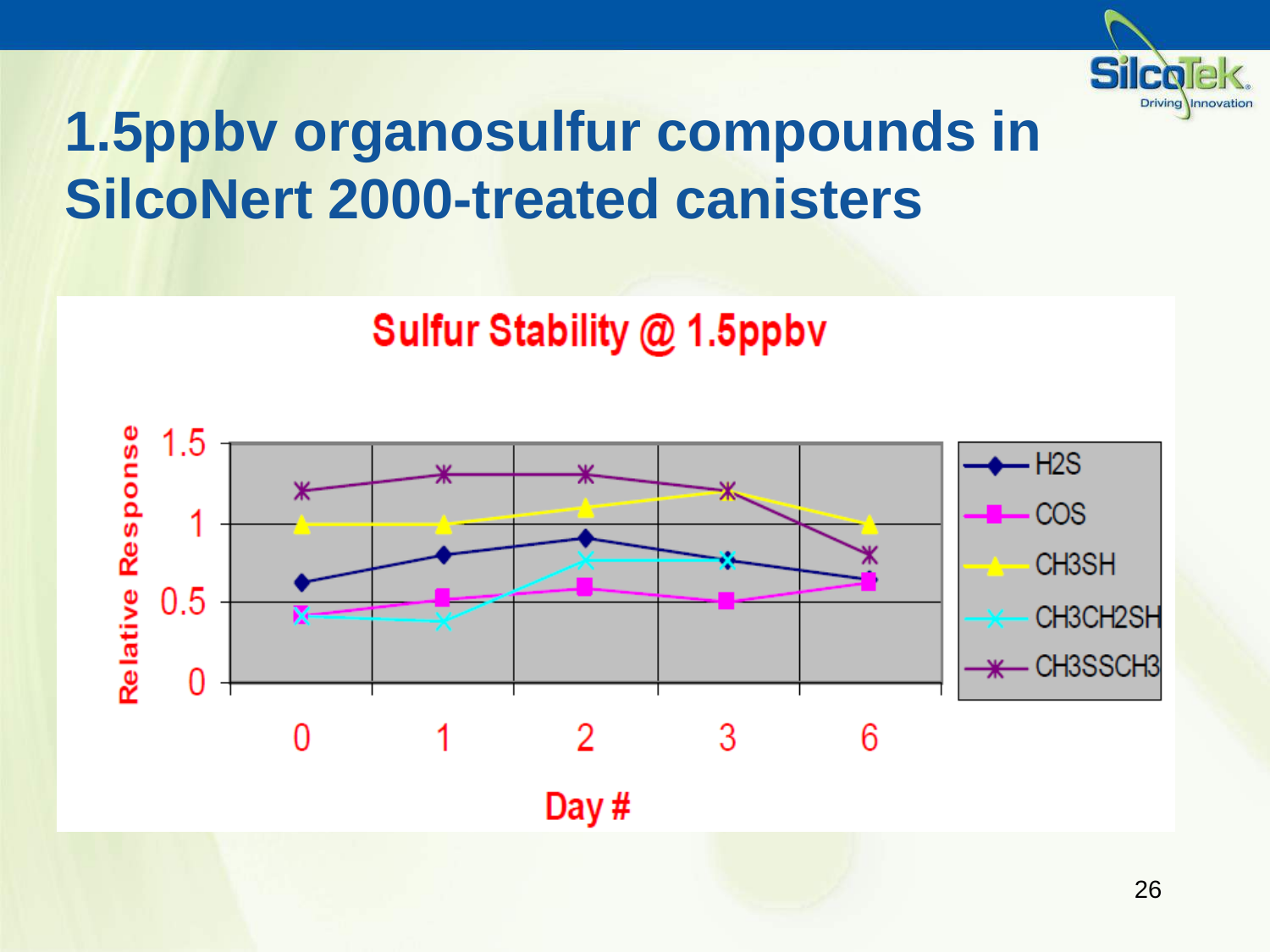# 1.5ppbv organosulfur compounds in SilcoNert 2000-treated canisters

**Sulfur Stability @ 1.5ppbv**

| Day # | $H_2S$ | COS | $CH_3SH$ | $CH_3CH_2SH$ | $CH_3SSCH_3$ |
|---|---|---|---|---|---|
| 0 | 0.63 | 0.42 | 1.0 | 0.41 | 1.2 |
| 1 | 0.8 | 0.52 | 1.0 | 0.38 | 1.3 |
| 2 | 0.91 | 0.6 | 1.1 | 0.77 | 1.3 |
| 3 | 0.77 | 0.51 | 1.2 | 0.77 | 1.2 |
| 6 | 0.65 | 0.63 | 1.0 | — | 0.8 |

Y-axis: Relative Response (0–1.5). X-axis: Day #.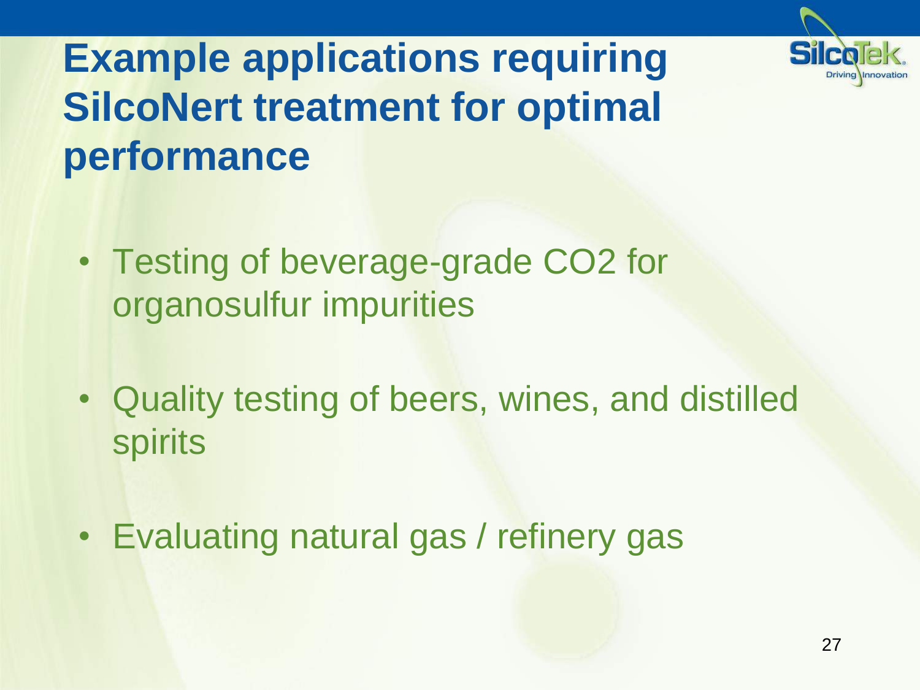# Example applications requiring SilcoNert treatment for optimal performance

- Testing of beverage-grade $CO_2$ for organosulfur impurities
- Quality testing of beers, wines, and distilled spirits
- Evaluating natural gas / refinery gas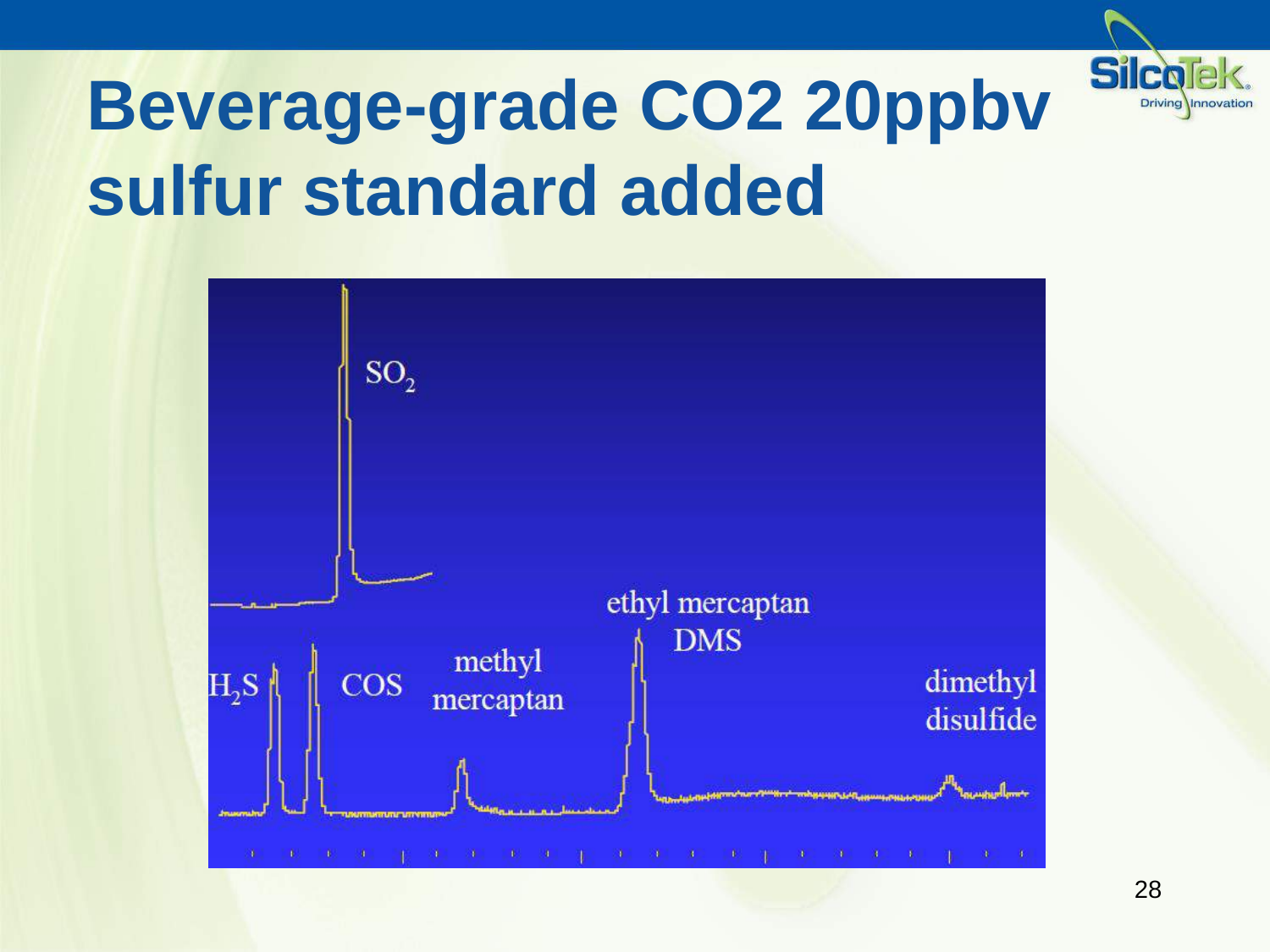# Beverage-grade $CO_2$ 20ppbv sulfur standard added

$SO_2$

$H_2S$

COS

methyl mercaptan

ethyl mercaptan

DMS

dimethyl disulfide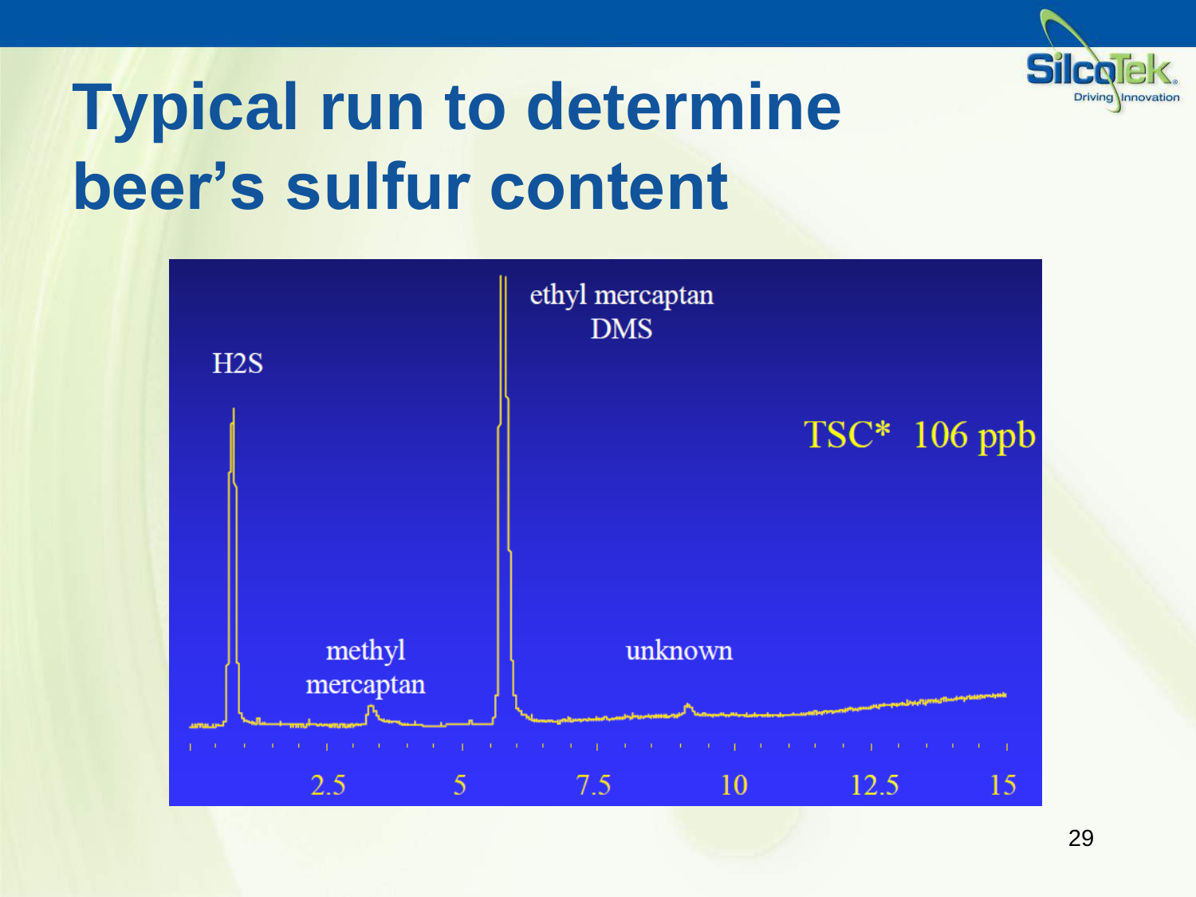# Typical run to determine beer's sulfur content

H2S

methyl mercaptan

ethyl mercaptan DMS

unknown

TSC* 106 ppb

2.5 5 7.5 10 12.5 15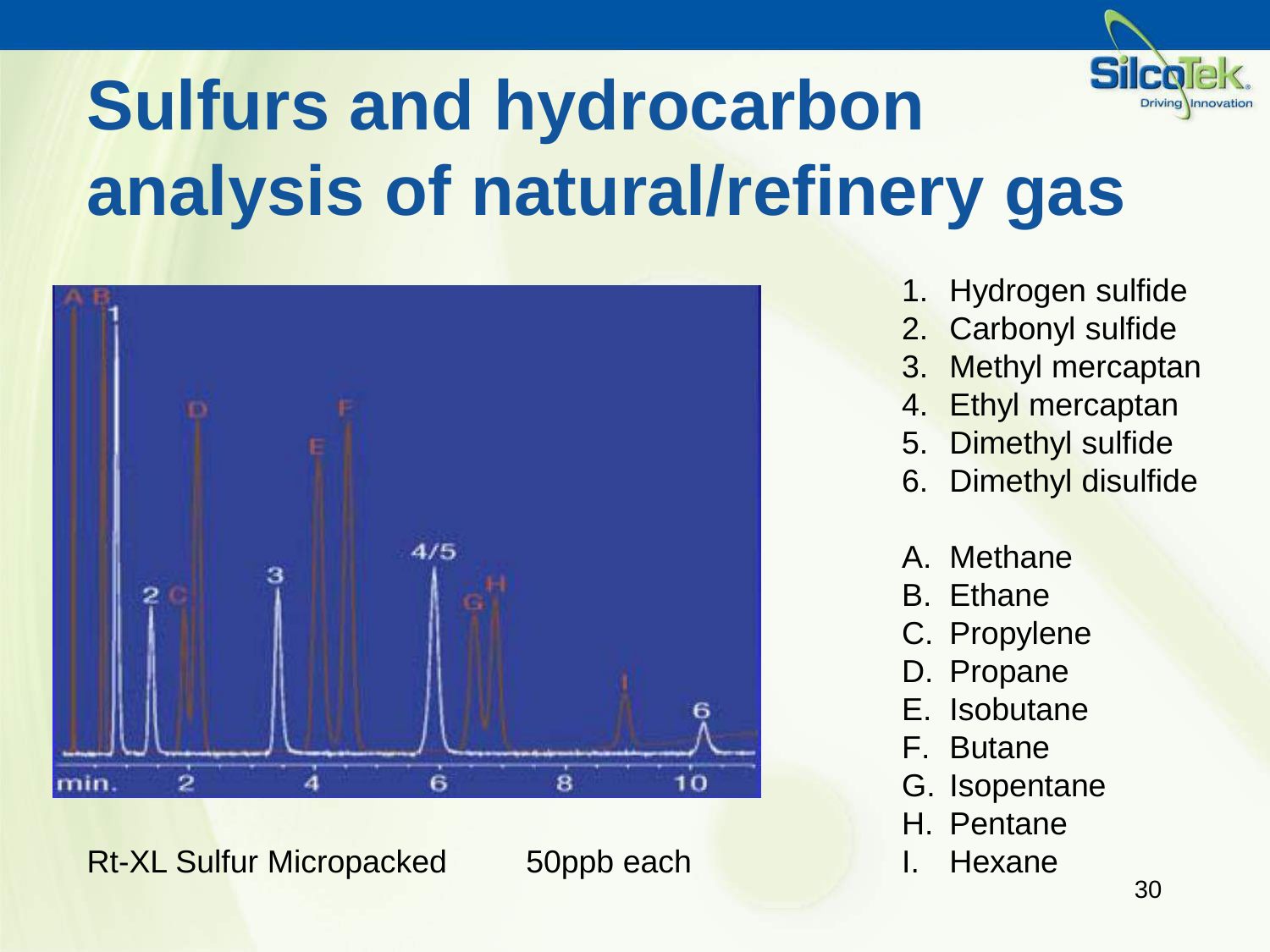# Sulfurs and hydrocarbon analysis of natural/refinery gas

Rt-XL Sulfur Micropacked 50ppb each

1. Hydrogen sulfide
2. Carbonyl sulfide
3. Methyl mercaptan
4. Ethyl mercaptan
5. Dimethyl sulfide
6. Dimethyl disulfide

A. Methane
B. Ethane
C. Propylene
D. Propane
E. Isobutane
F. Butane
G. Isopentane
H. Pentane
I. Hexane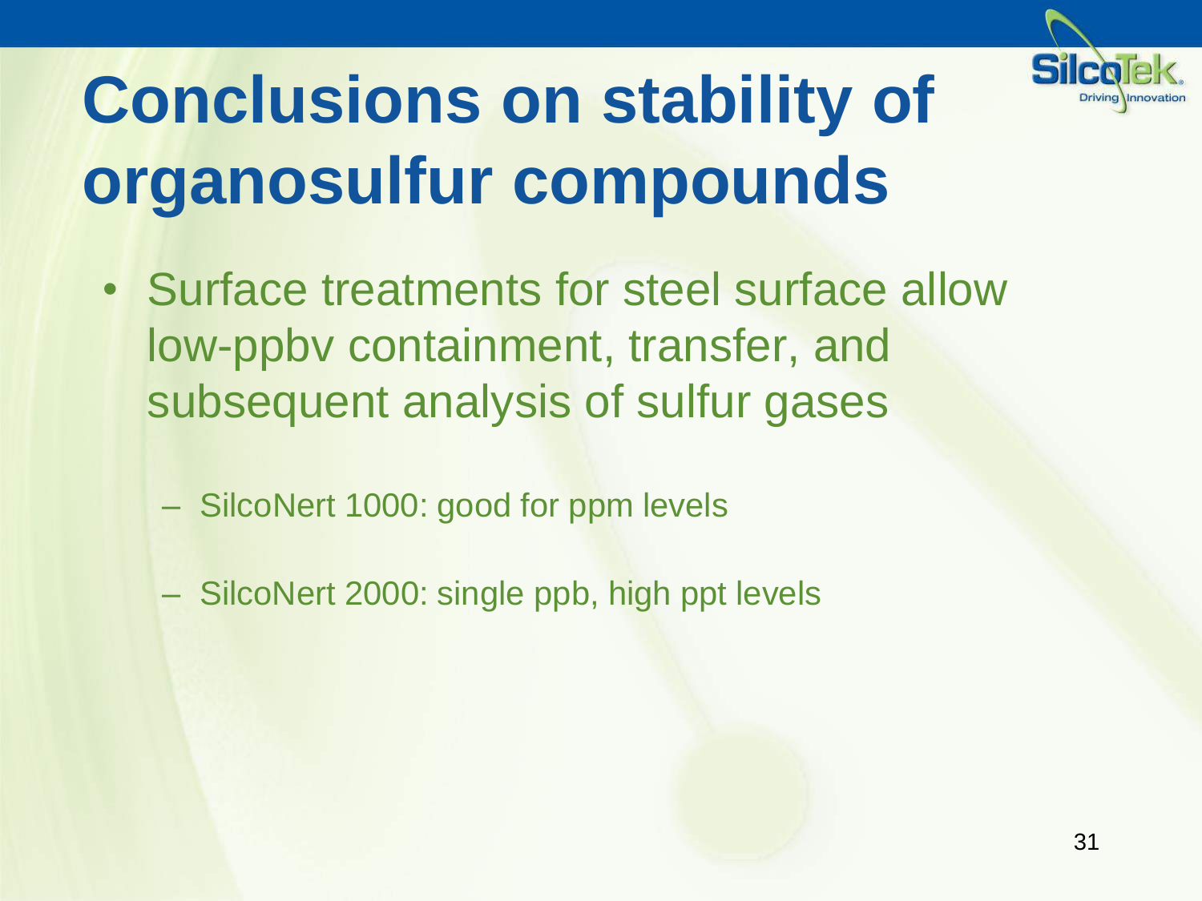# Conclusions on stability of organosulfur compounds

- Surface treatments for steel surface allow low-ppbv containment, transfer, and subsequent analysis of sulfur gases
  - SilcoNert 1000: good for ppm levels
  - SilcoNert 2000: single ppb, high ppt levels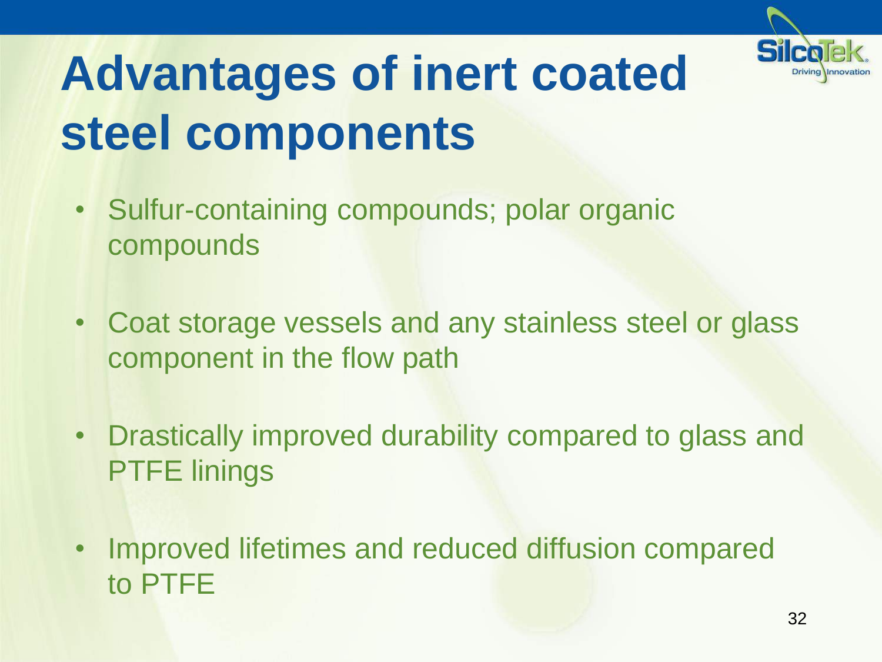# Advantages of inert coated steel components

- Sulfur-containing compounds; polar organic compounds
- Coat storage vessels and any stainless steel or glass component in the flow path
- Drastically improved durability compared to glass and PTFE linings
- Improved lifetimes and reduced diffusion compared to PTFE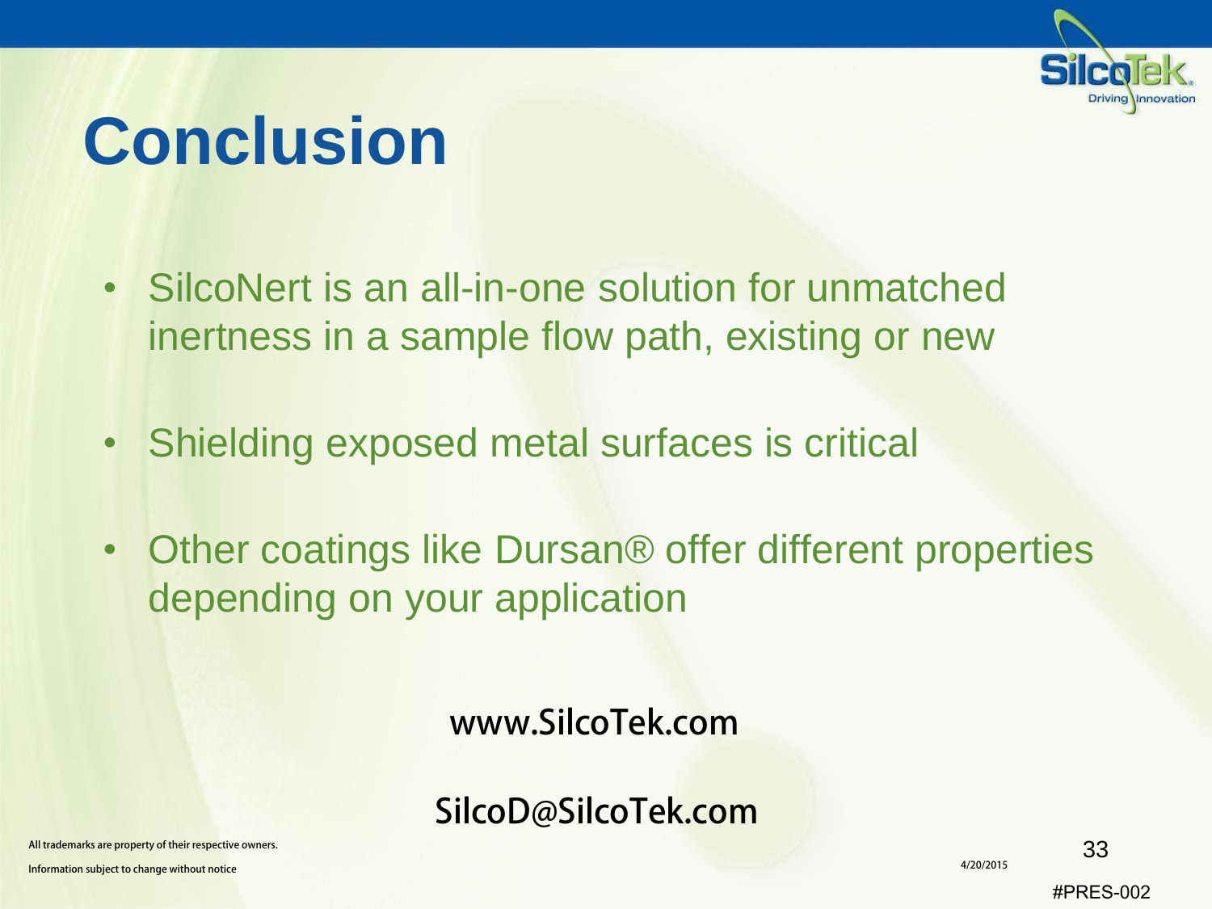# Conclusion

- SilcoNert is an all-in-one solution for unmatched inertness in a sample flow path, existing or new
- Shielding exposed metal surfaces is critical
- Other coatings like Dursan® offer different properties depending on your application

**www.SilcoTek.com**

**SilcoD@SilcoTek.com**

All trademarks are property of their respective owners.

Information subject to change without notice

4/20/2015

#PRES-002